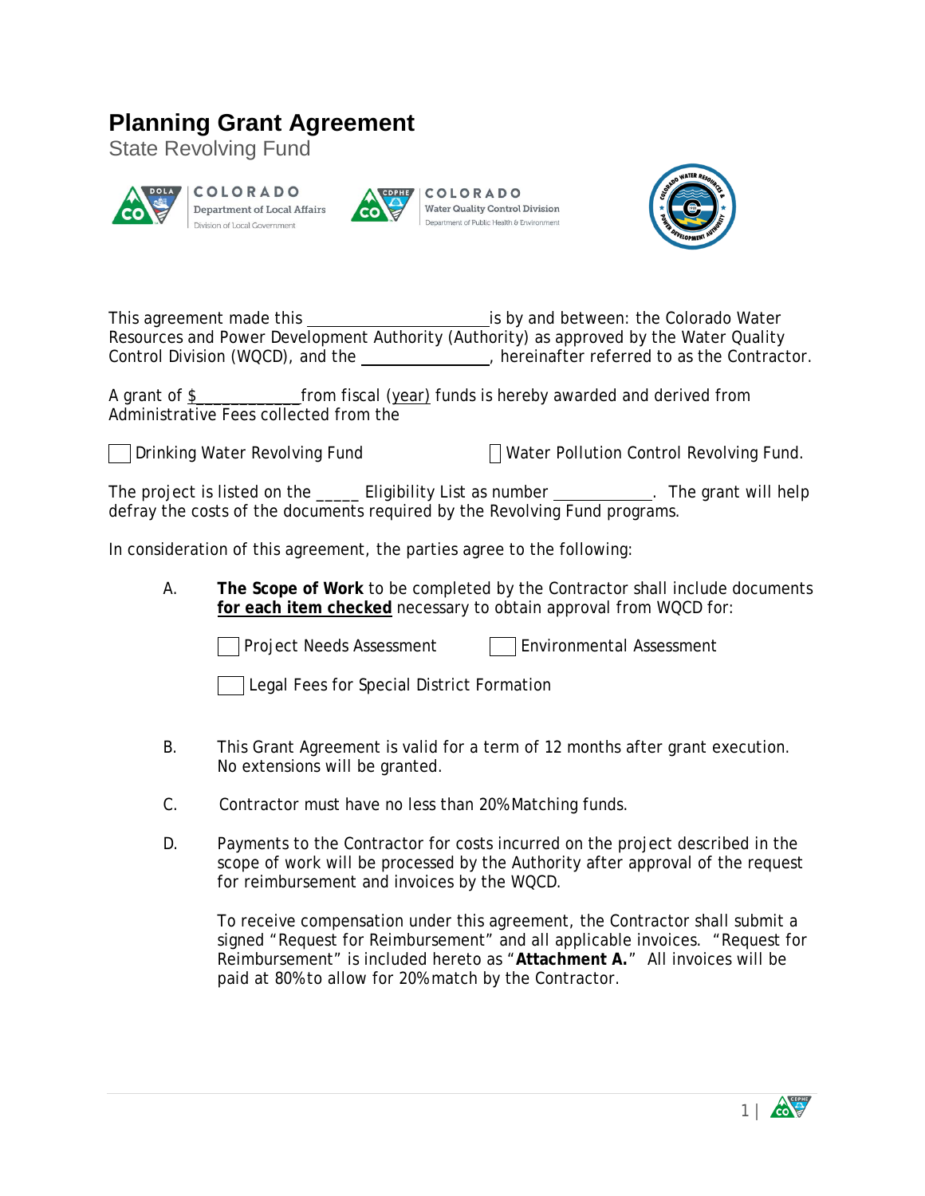# Planning Grant Agreement

State Revolving Fund

COLORADO Department of Local Affairs Division of Local Government

COLORADO Water Quality Control Division Department of Public Health & Environment

This agreement made this ______________________ is by and between: the Colorado Water Resources and Power Development Authority (Authority) as approved by the Water Quality Control Division (WQCD), and the _______________, hereinafter referred to as the Contractor.

A grant of $____________ from fiscal (year) funds is hereby awarded and derived from Administrative Fees collected from the

☐ Drinking Water Revolving Fund ☐ Water Pollution Control Revolving Fund.

The project is listed on the _____ Eligibility List as number ____________. The grant will help defray the costs of the documents required by the Revolving Fund programs.

In consideration of this agreement, the parties agree to the following:

A. **The Scope of Work** to be completed by the Contractor shall include documents **for each item checked** necessary to obtain approval from WQCD for:

   ☐ Project Needs Assessment ☐ Environmental Assessment

   ☐ Legal Fees for Special District Formation

B. This Grant Agreement is valid for a term of 12 months after grant execution. No extensions will be granted.

C. Contractor must have no less than 20% Matching funds.

D. Payments to the Contractor for costs incurred on the project described in the scope of work will be processed by the Authority after approval of the request for reimbursement and invoices by the WQCD.

   To receive compensation under this agreement, the Contractor shall submit a signed "Request for Reimbursement" and all applicable invoices. "Request for Reimbursement" is included hereto as "**Attachment A.**" All invoices will be paid at 80% to allow for 20% match by the Contractor.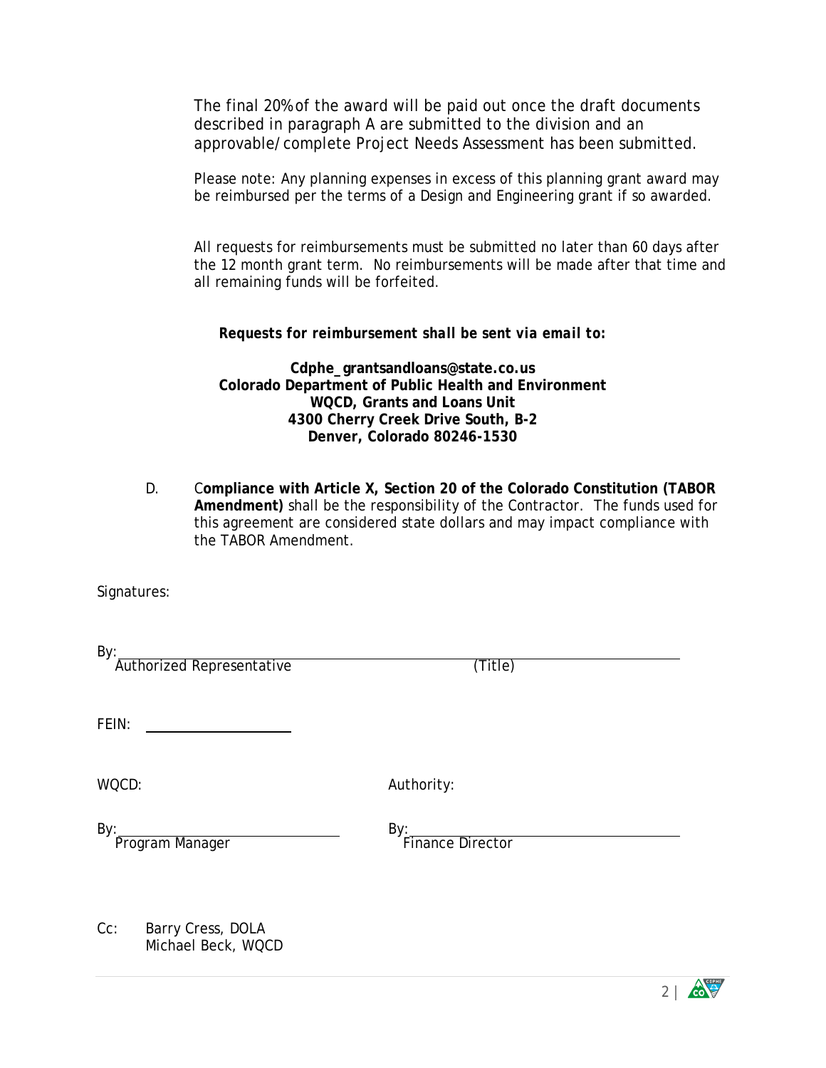The final 20% of the award will be paid out once the draft documents described in paragraph A are submitted to the division and an approvable/complete Project Needs Assessment has been submitted.

Please note: Any planning expenses in excess of this planning grant award may be reimbursed per the terms of a Design and Engineering grant if so awarded.

All requests for reimbursements must be submitted no later than 60 days after the 12 month grant term. No reimbursements will be made after that time and all remaining funds will be forfeited.

***Requests for reimbursement shall be sent via email to:***

**Cdphe_grantsandloans@state.co.us**
**Colorado Department of Public Health and Environment**
**WQCD, Grants and Loans Unit**
**4300 Cherry Creek Drive South, B-2**
**Denver, Colorado 80246-1530**

D. **Compliance with Article X, Section 20 of the Colorado Constitution (TABOR Amendment)** shall be the responsibility of the Contractor. The funds used for this agreement are considered state dollars and may impact compliance with the TABOR Amendment.

Signatures:

By: ______________________________________________
Authorized Representative (Title)

FEIN: ____________________

WQCD: Authority:

By: ____________________ By: ____________________
Program Manager Finance Director

Cc: Barry Cress, DOLA
Michael Beck, WQCD